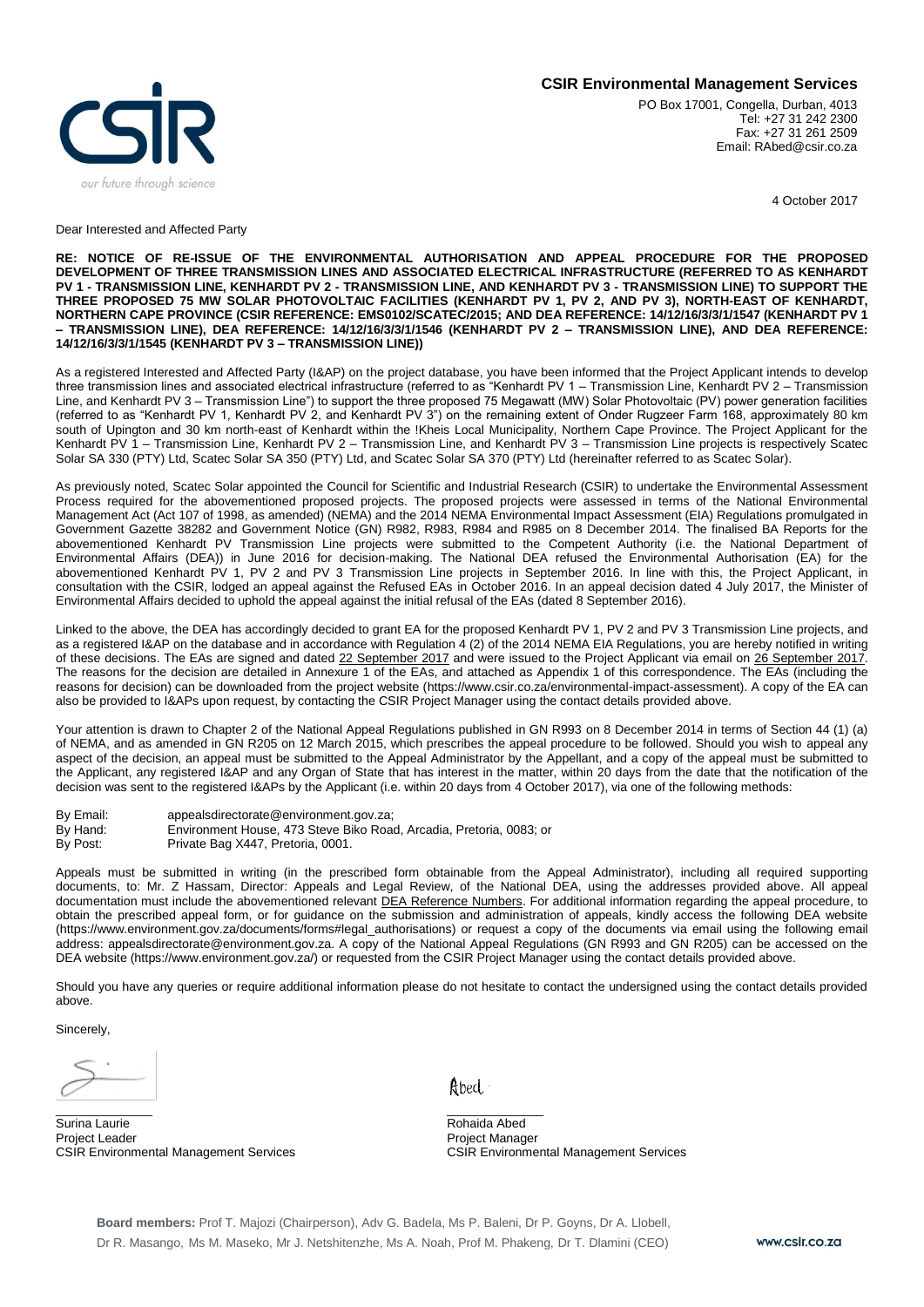**CSIR Environmental Management Services**

PO Box 17001, Congella, Durban, 4013
Tel: +27 31 242 2300
Fax: +27 31 261 2509
Email: RAbed@csir.co.za

4 October 2017

Dear Interested and Affected Party

**RE: NOTICE OF RE-ISSUE OF THE ENVIRONMENTAL AUTHORISATION AND APPEAL PROCEDURE FOR THE PROPOSED DEVELOPMENT OF THREE TRANSMISSION LINES AND ASSOCIATED ELECTRICAL INFRASTRUCTURE (REFERRED TO AS KENHARDT PV 1 - TRANSMISSION LINE, KENHARDT PV 2 - TRANSMISSION LINE, AND KENHARDT PV 3 - TRANSMISSION LINE) TO SUPPORT THE THREE PROPOSED 75 MW SOLAR PHOTOVOLTAIC FACILITIES (KENHARDT PV 1, PV 2, AND PV 3), NORTH-EAST OF KENHARDT, NORTHERN CAPE PROVINCE (CSIR REFERENCE: EMS0102/SCATEC/2015; AND DEA REFERENCE: 14/12/16/3/3/1/1547 (KENHARDT PV 1 – TRANSMISSION LINE), DEA REFERENCE: 14/12/16/3/3/1/1546 (KENHARDT PV 2 – TRANSMISSION LINE), AND DEA REFERENCE: 14/12/16/3/3/1/1545 (KENHARDT PV 3 – TRANSMISSION LINE))**

As a registered Interested and Affected Party (I&AP) on the project database, you have been informed that the Project Applicant intends to develop three transmission lines and associated electrical infrastructure (referred to as "Kenhardt PV 1 – Transmission Line, Kenhardt PV 2 – Transmission Line, and Kenhardt PV 3 – Transmission Line") to support the three proposed 75 Megawatt (MW) Solar Photovoltaic (PV) power generation facilities (referred to as "Kenhardt PV 1, Kenhardt PV 2, and Kenhardt PV 3") on the remaining extent of Onder Rugzeer Farm 168, approximately 80 km south of Upington and 30 km north-east of Kenhardt within the !Kheis Local Municipality, Northern Cape Province. The Project Applicant for the Kenhardt PV 1 – Transmission Line, Kenhardt PV 2 – Transmission Line, and Kenhardt PV 3 – Transmission Line projects is respectively Scatec Solar SA 330 (PTY) Ltd, Scatec Solar SA 350 (PTY) Ltd, and Scatec Solar SA 370 (PTY) Ltd (hereinafter referred to as Scatec Solar).

As previously noted, Scatec Solar appointed the Council for Scientific and Industrial Research (CSIR) to undertake the Environmental Assessment Process required for the abovementioned proposed projects. The proposed projects were assessed in terms of the National Environmental Management Act (Act 107 of 1998, as amended) (NEMA) and the 2014 NEMA Environmental Impact Assessment (EIA) Regulations promulgated in Government Gazette 38282 and Government Notice (GN) R982, R983, R984 and R985 on 8 December 2014. The finalised BA Reports for the abovementioned Kenhardt PV Transmission Line projects were submitted to the Competent Authority (i.e. the National Department of Environmental Affairs (DEA)) in June 2016 for decision-making. The National DEA refused the Environmental Authorisation (EA) for the abovementioned Kenhardt PV 1, PV 2 and PV 3 Transmission Line projects in September 2016. In line with this, the Project Applicant, in consultation with the CSIR, lodged an appeal against the Refused EAs in October 2016. In an appeal decision dated 4 July 2017, the Minister of Environmental Affairs decided to uphold the appeal against the initial refusal of the EAs (dated 8 September 2016).

Linked to the above, the DEA has accordingly decided to grant EA for the proposed Kenhardt PV 1, PV 2 and PV 3 Transmission Line projects, and as a registered I&AP on the database and in accordance with Regulation 4 (2) of the 2014 NEMA EIA Regulations, you are hereby notified in writing of these decisions. The EAs are signed and dated 22 September 2017 and were issued to the Project Applicant via email on 26 September 2017. The reasons for the decision are detailed in Annexure 1 of the EAs, and attached as Appendix 1 of this correspondence. The EAs (including the reasons for decision) can be downloaded from the project website (https://www.csir.co.za/environmental-impact-assessment). A copy of the EA can also be provided to I&APs upon request, by contacting the CSIR Project Manager using the contact details provided above.

Your attention is drawn to Chapter 2 of the National Appeal Regulations published in GN R993 on 8 December 2014 in terms of Section 44 (1) (a) of NEMA, and as amended in GN R205 on 12 March 2015, which prescribes the appeal procedure to be followed. Should you wish to appeal any aspect of the decision, an appeal must be submitted to the Appeal Administrator by the Appellant, and a copy of the appeal must be submitted to the Applicant, any registered I&AP and any Organ of State that has interest in the matter, within 20 days from the date that the notification of the decision was sent to the registered I&APs by the Applicant (i.e. within 20 days from 4 October 2017), via one of the following methods:

By Email: appealsdirectorate@environment.gov.za;
By Hand: Environment House, 473 Steve Biko Road, Arcadia, Pretoria, 0083; or
By Post: Private Bag X447, Pretoria, 0001.

Appeals must be submitted in writing (in the prescribed form obtainable from the Appeal Administrator), including all required supporting documents, to: Mr. Z Hassam, Director: Appeals and Legal Review, of the National DEA, using the addresses provided above. All appeal documentation must include the abovementioned relevant DEA Reference Numbers. For additional information regarding the appeal procedure, to obtain the prescribed appeal form, or for guidance on the submission and administration of appeals, kindly access the following DEA website (https://www.environment.gov.za/documents/forms#legal_authorisations) or request a copy of the documents via email using the following email address: appealsdirectorate@environment.gov.za. A copy of the National Appeal Regulations (GN R993 and GN R205) can be accessed on the DEA website (https://www.environment.gov.za/) or requested from the CSIR Project Manager using the contact details provided above.

Should you have any queries or require additional information please do not hesitate to contact the undersigned using the contact details provided above.

Sincerely,

Surina Laurie
Project Leader
CSIR Environmental Management Services

Rohaida Abed
Project Manager
CSIR Environmental Management Services

**Board members:** Prof T. Majozi (Chairperson), Adv G. Badela, Ms P. Baleni, Dr P. Goyns, Dr A. Llobell, Dr R. Masango, Ms M. Maseko, Mr J. Netshitenzhe, Ms A. Noah, Prof M. Phakeng, Dr T. Dlamini (CEO)

www.csir.co.za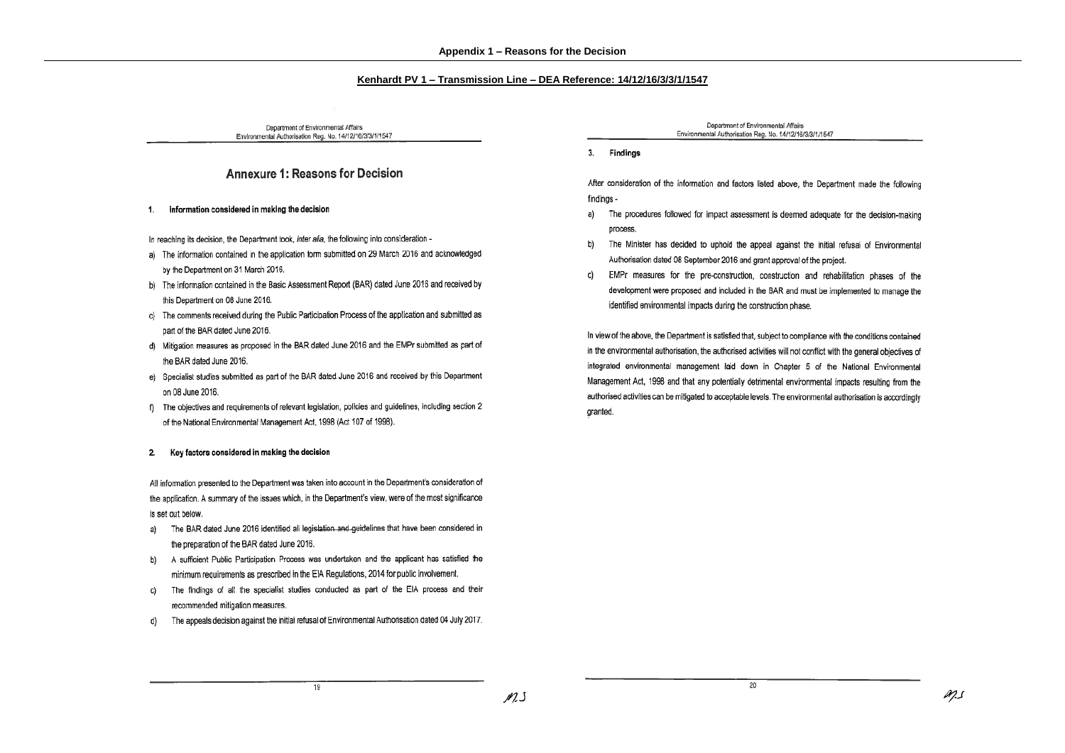# Appendix 1 – Reasons for the Decision

## Kenhardt PV 1 – Transmission Line – DEA Reference: 14/12/16/3/3/1/1547

Department of Environmental Affairs
Environmental Authorisation Reg. No. 14/12/16/3/3/1/1547

## Annexure 1: Reasons for Decision

### 1. Information considered in making the decision

In reaching its decision, the Department took, *inter alia*, the following into consideration -

a) The information contained in the application form submitted on 29 March 2016 and acknowledged by the Department on 31 March 2016.
b) The information contained in the Basic Assessment Report (BAR) dated June 2016 and received by this Department on 08 June 2016.
c) The comments received during the Public Participation Process of the application and submitted as part of the BAR dated June 2016.
d) Mitigation measures as proposed in the BAR dated June 2016 and the EMPr submitted as part of the BAR dated June 2016.
e) Specialist studies submitted as part of the BAR dated June 2016 and received by this Department on 08 June 2016.
f) The objectives and requirements of relevant legislation, policies and guidelines, including section 2 of the National Environmental Management Act, 1998 (Act 107 of 1998).

### 2. Key factors considered in making the decision

All information presented to the Department was taken into account in the Department's consideration of the application. A summary of the issues which, in the Department's view, were of the most significance is set out below.

a) The BAR dated June 2016 identified all legislation and guidelines that have been considered in the preparation of the BAR dated June 2016.
b) A sufficient Public Participation Process was undertaken and the applicant has satisfied the minimum requirements as prescribed in the EIA Regulations, 2014 for public involvement.
c) The findings of all the specialist studies conducted as part of the EIA process and their recommended mitigation measures.
d) The appeals decision against the initial refusal of Environmental Authorisation dated 04 July 2017.

### 3. Findings

After consideration of the information and factors listed above, the Department made the following findings -

a) The procedures followed for impact assessment is deemed adequate for the decision-making process.
b) The Minister has decided to uphold the appeal against the initial refusal of Environmental Authorisation dated 08 September 2016 and grant approval of the project.
c) EMPr measures for the pre-construction, construction and rehabilitation phases of the development were proposed and included in the BAR and must be implemented to manage the identified environmental impacts during the construction phase.

In view of the above, the Department is satisfied that, subject to compliance with the conditions contained in the environmental authorisation, the authorised activities will not conflict with the general objectives of integrated environmental management laid down in Chapter 5 of the National Environmental Management Act, 1998 and that any potentially detrimental environmental impacts resulting from the authorised activities can be mitigated to acceptable levels. The environmental authorisation is accordingly granted.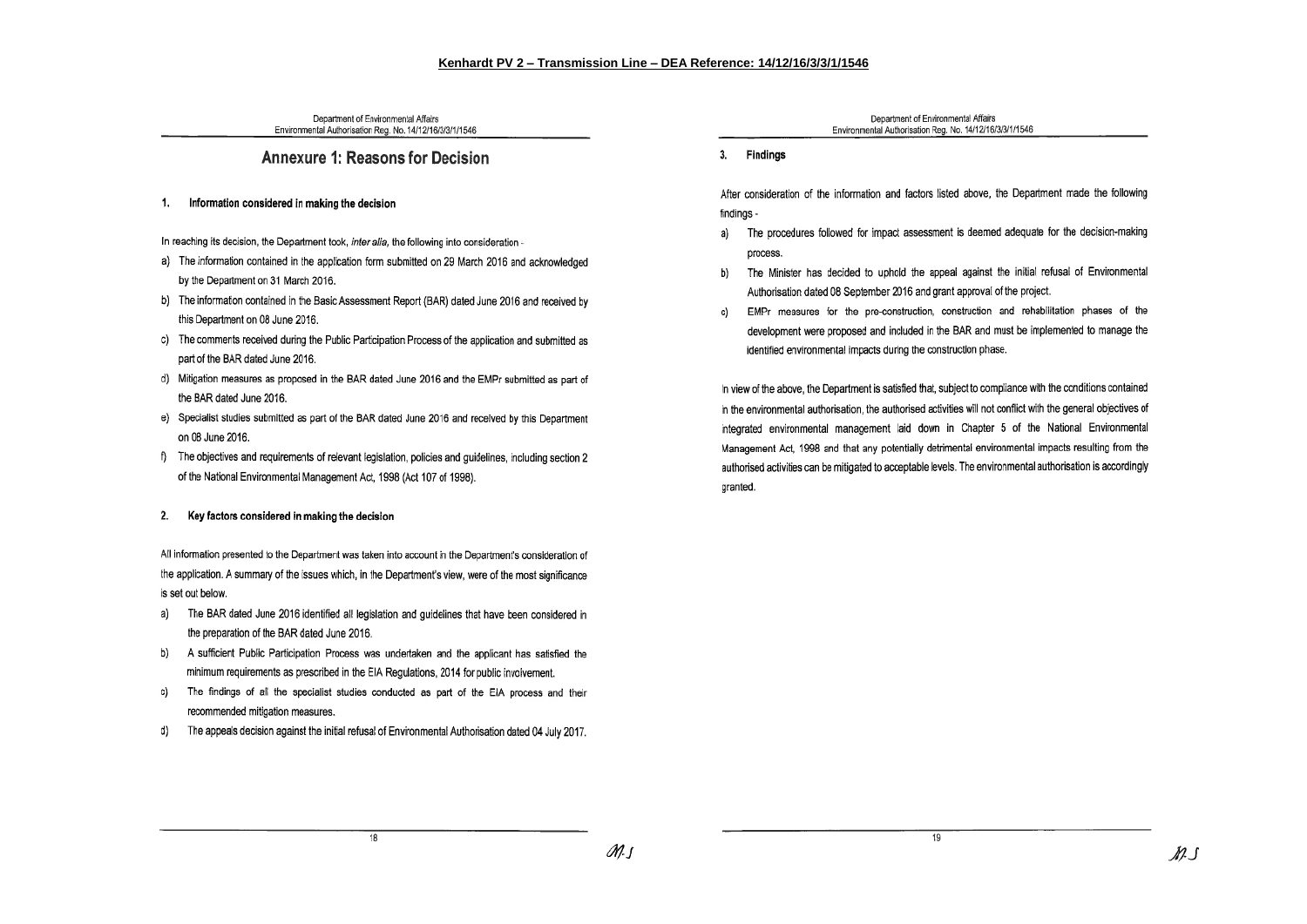**Kenhardt PV 2 – Transmission Line – DEA Reference: 14/12/16/3/3/1/1546**

## Annexure 1: Reasons for Decision

### 1. Information considered in making the decision

In reaching its decision, the Department took, *inter alia*, the following into consideration -

a) The information contained in the application form submitted on 29 March 2016 and acknowledged by the Department on 31 March 2016.
b) The information contained in the Basic Assessment Report (BAR) dated June 2016 and received by this Department on 08 June 2016.
c) The comments received during the Public Participation Process of the application and submitted as part of the BAR dated June 2016.
d) Mitigation measures as proposed in the BAR dated June 2016 and the EMPr submitted as part of the BAR dated June 2016.
e) Specialist studies submitted as part of the BAR dated June 2016 and received by this Department on 08 June 2016.
f) The objectives and requirements of relevant legislation, policies and guidelines, including section 2 of the National Environmental Management Act, 1998 (Act 107 of 1998).

### 2. Key factors considered in making the decision

All information presented to the Department was taken into account in the Department's consideration of the application. A summary of the issues which, in the Department's view, were of the most significance is set out below.

a) The BAR dated June 2016 identified all legislation and guidelines that have been considered in the preparation of the BAR dated June 2016.
b) A sufficient Public Participation Process was undertaken and the applicant has satisfied the minimum requirements as prescribed in the EIA Regulations, 2014 for public involvement.
c) The findings of all the specialist studies conducted as part of the EIA process and their recommended mitigation measures.
d) The appeals decision against the initial refusal of Environmental Authorisation dated 04 July 2017.

### 3. Findings

After consideration of the information and factors listed above, the Department made the following findings -

a) The procedures followed for impact assessment is deemed adequate for the decision-making process.
b) The Minister has decided to uphold the appeal against the initial refusal of Environmental Authorisation dated 08 September 2016 and grant approval of the project.
c) EMPr measures for the pre-construction, construction and rehabilitation phases of the development were proposed and included in the BAR and must be implemented to manage the identified environmental impacts during the construction phase.

In view of the above, the Department is satisfied that, subject to compliance with the conditions contained in the environmental authorisation, the authorised activities will not conflict with the general objectives of integrated environmental management laid down in Chapter 5 of the National Environmental Management Act, 1998 and that any potentially detrimental environmental impacts resulting from the authorised activities can be mitigated to acceptable levels. The environmental authorisation is accordingly granted.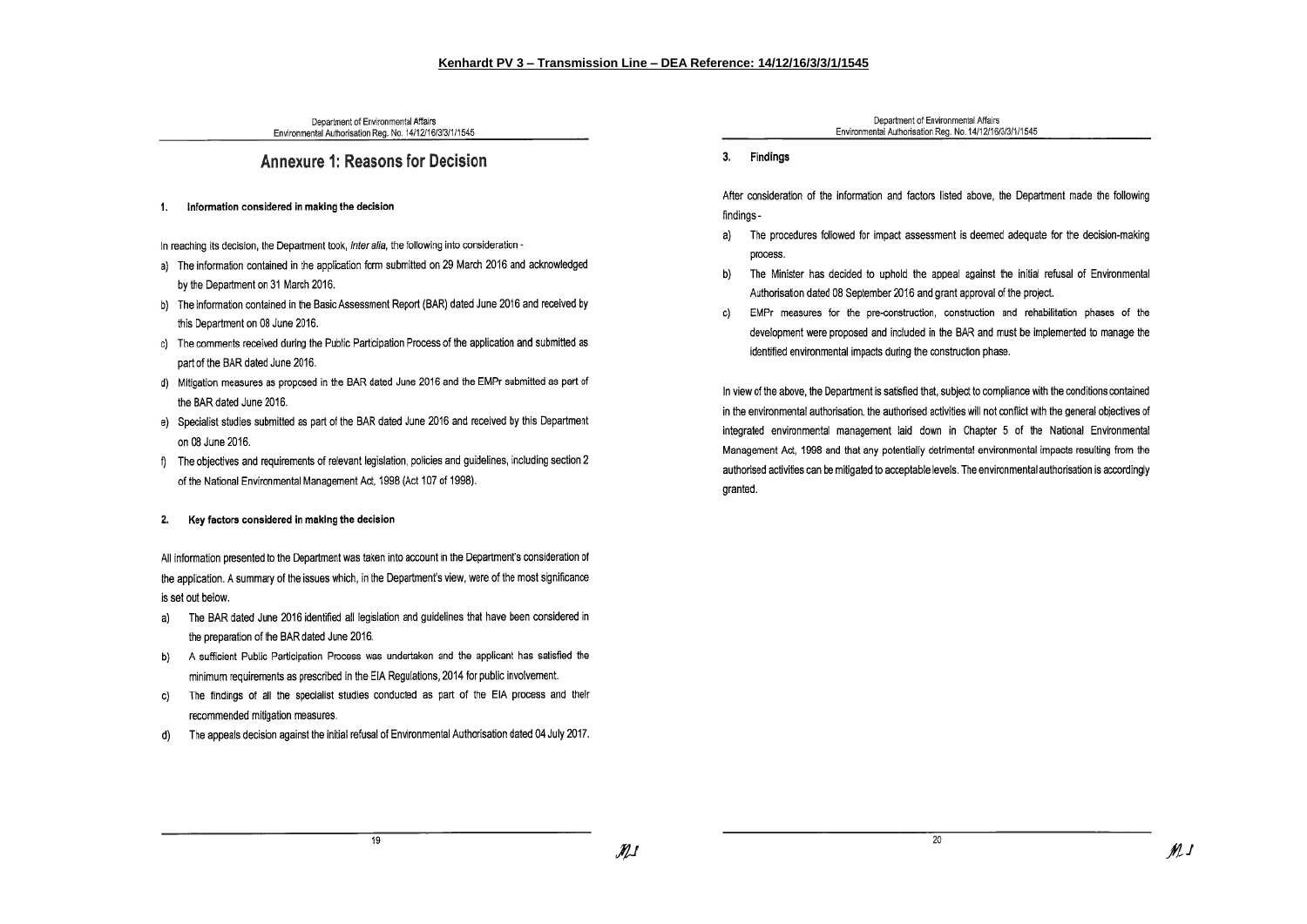**Kenhardt PV 3 – Transmission Line – DEA Reference: 14/12/16/3/3/1/1545**

# Annexure 1: Reasons for Decision

## 1. Information considered in making the decision

In reaching its decision, the Department took, *inter alia*, the following into consideration -

a) The information contained in the application form submitted on 29 March 2016 and acknowledged by the Department on 31 March 2016.

b) The information contained in the Basic Assessment Report (BAR) dated June 2016 and received by this Department on 08 June 2016.

c) The comments received during the Public Participation Process of the application and submitted as part of the BAR dated June 2016.

d) Mitigation measures as proposed in the BAR dated June 2016 and the EMPr submitted as part of the BAR dated June 2016.

e) Specialist studies submitted as part of the BAR dated June 2016 and received by this Department on 08 June 2016.

f) The objectives and requirements of relevant legislation, policies and guidelines, including section 2 of the National Environmental Management Act, 1998 (Act 107 of 1998).

## 2. Key factors considered in making the decision

All information presented to the Department was taken into account in the Department's consideration of the application. A summary of the issues which, in the Department's view, were of the most significance is set out below.

a) The BAR dated June 2016 identified all legislation and guidelines that have been considered in the preparation of the BAR dated June 2016.

b) A sufficient Public Participation Process was undertaken and the applicant has satisfied the minimum requirements as prescribed in the EIA Regulations, 2014 for public involvement.

c) The findings of all the specialist studies conducted as part of the EIA process and their recommended mitigation measures.

d) The appeals decision against the initial refusal of Environmental Authorisation dated 04 July 2017.

## 3. Findings

After consideration of the information and factors listed above, the Department made the following findings -

a) The procedures followed for impact assessment is deemed adequate for the decision-making process.

b) The Minister has decided to uphold the appeal against the initial refusal of Environmental Authorisaton dated 08 September 2016 and grant approval of the project.

c) EMPr measures for the pre-construction, construction and rehabilitation phases of the development were proposed and included in the BAR and must be implemented to manage the identified environmental impacts during the construction phase.

In view of the above, the Department is satisfied that, subject to compliance with the conditions contained in the environmental authorisation, the authorised activities will not conflict with the general objectives of integrated environmental management laid down in Chapter 5 of the National Environmental Management Act, 1998 and that any potentially detrimental environmental impacts resulting from the authorised activities can be mitigated to acceptable levels. The environmental authorisation is accordingly granted.